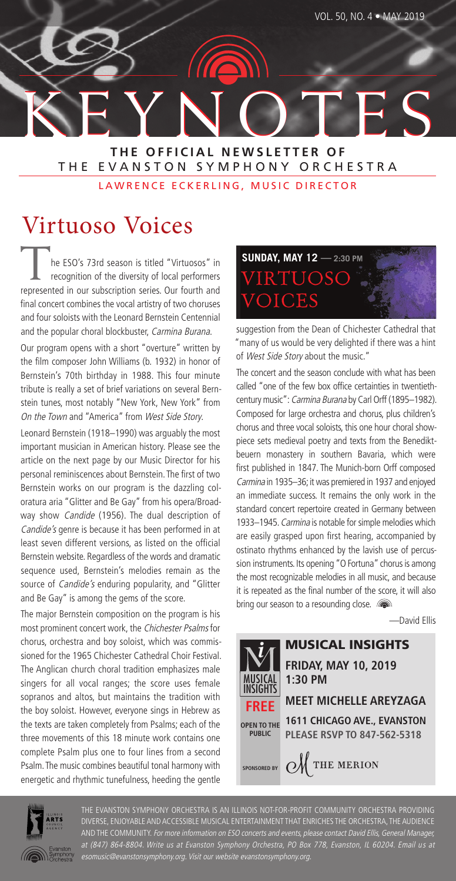# KEYNOTES

**THE OFFICIAL NEWSLETTER OF**
THE EVANSTON SYMPHONY ORCHESTRA

LAWRENCE ECKERLING, MUSIC DIRECTOR

VOL. 50, NO. 4 • MAY 2019

## Virtuoso Voices

The ESO's 73rd season is titled "Virtuosos" in recognition of the diversity of local performers represented in our subscription series. Our fourth and final concert combines the vocal artistry of two choruses and four soloists with the Leonard Bernstein Centennial and the popular choral blockbuster, *Carmina Burana*.

Our program opens with a short "overture" written by the film composer John Williams (b. 1932) in honor of Bernstein's 70th birthday in 1988. This four minute tribute is really a set of brief variations on several Bernstein tunes, most notably "New York, New York" from *On the Town* and "America" from *West Side Story*.

Leonard Bernstein (1918–1990) was arguably the most important musician in American history. Please see the article on the next page by our Music Director for his personal reminiscences about Bernstein. The first of two Bernstein works on our program is the dazzling coloratura aria "Glitter and Be Gay" from his opera/Broadway show *Candide* (1956). The dual description of *Candide's* genre is because it has been performed in at least seven different versions, as listed on the official Bernstein website. Regardless of the words and dramatic sequence used, Bernstein's melodies remain as the source of *Candide's* enduring popularity, and "Glitter and Be Gay" is among the gems of the score.

The major Bernstein composition on the program is his most prominent concert work, the *Chichester Psalms* for chorus, orchestra and boy soloist, which was commissioned for the 1965 Chichester Cathedral Choir Festival. The Anglican church choral tradition emphasizes male singers for all vocal ranges; the score uses female sopranos and altos, but maintains the tradition with the boy soloist. However, everyone sings in Hebrew as the texts are taken completely from Psalms; each of the three movements of this 18 minute work contains one complete Psalm plus one to four lines from a second Psalm. The music combines beautiful tonal harmony with energetic and rhythmic tunefulness, heeding the gentle suggestion from the Dean of Chichester Cathedral that "many of us would be very delighted if there was a hint of *West Side Story* about the music."

**SUNDAY, MAY 12 — 2:30 PM**
**VIRTUOSO VOICES**

The concert and the season conclude with what has been called "one of the few box office certainties in twentieth-century music": *Carmina Burana* by Carl Orff (1895–1982). Composed for large orchestra and chorus, plus children's chorus and three vocal soloists, this one hour choral showpiece sets medieval poetry and texts from the Benediktbeuern monastery in southern Bavaria, which were first published in 1847. The Munich-born Orff composed *Carmina* in 1935–36; it was premiered in 1937 and enjoyed an immediate success. It remains the only work in the standard concert repertoire created in Germany between 1933–1945. *Carmina* is notable for simple melodies which are easily grasped upon first hearing, accompanied by ostinato rhythms enhanced by the lavish use of percussion instruments. Its opening "O Fortuna" chorus is among the most recognizable melodies in all music, and because it is repeated as the final number of the score, it will also bring our season to a resounding close.

—David Ellis

### MUSICAL INSIGHTS

**FRIDAY, MAY 10, 2019**
**1:30 PM**

**FREE** — OPEN TO THE PUBLIC

**MEET MICHELLE AREYZAGA**

**1611 CHICAGO AVE., EVANSTON**
**PLEASE RSVP TO 847-562-5318**

SPONSORED BY THE MERION

THE EVANSTON SYMPHONY ORCHESTRA IS AN ILLINOIS NOT-FOR-PROFIT COMMUNITY ORCHESTRA PROVIDING DIVERSE, ENJOYABLE AND ACCESSIBLE MUSICAL ENTERTAINMENT THAT ENRICHES THE ORCHESTRA, THE AUDIENCE AND THE COMMUNITY. *For more information on ESO concerts and events, please contact David Ellis, General Manager, at (847) 864-8804. Write us at Evanston Symphony Orchestra, PO Box 778, Evanston, IL 60204. Email us at esomusic@evanstonsymphony.org. Visit our website evanstonsymphony.org.*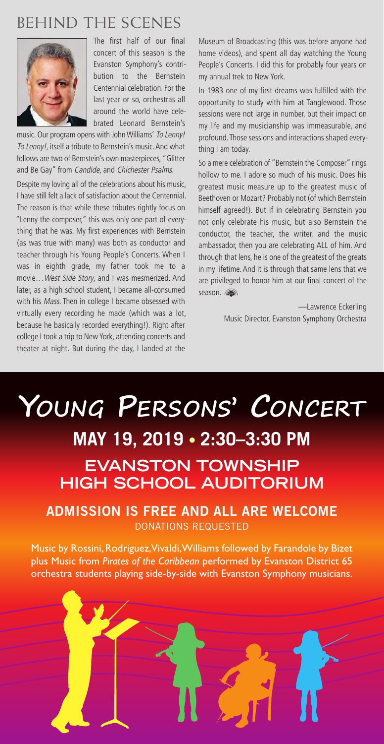# BEHIND THE SCENES

The first half of our final concert of this season is the Evanston Symphony's contribution to the Bernstein Centennial celebration. For the last year or so, orchestras all around the world have celebrated Leonard Bernstein's music. Our program opens with John Williams' *To Lenny! To Lenny!*, itself a tribute to Bernstein's music. And what follows are two of Bernstein's own masterpieces, "Glitter and Be Gay" from *Candide*, and *Chichester Psalms*.

Despite my loving all of the celebrations about his music, I have still felt a lack of satisfaction about the Centennial. The reason is that while these tributes rightly focus on "Lenny the composer," this was only one part of everything that he was. My first experiences with Bernstein (as was true with many) was both as conductor and teacher through his Young People's Concerts. When I was in eighth grade, my father took me to a movie…*West Side Story*, and I was mesmerized. And later, as a high school student, I became all-consumed with his *Mass*. Then in college I became obsessed with virtually every recording he made (which was a lot, because he basically recorded everything!). Right after college I took a trip to New York, attending concerts and theater at night. But during the day, I landed at the Museum of Broadcasting (this was before anyone had home videos), and spent all day watching the Young People's Concerts. I did this for probably four years on my annual trek to New York.

In 1983 one of my first dreams was fulfilled with the opportunity to study with him at Tanglewood. Those sessions were not large in number, but their impact on my life and my musicianship was immeasurable, and profound. Those sessions and interactions shaped everything I am today.

So a mere celebration of "Bernstein the Composer" rings hollow to me. I adore so much of his music. Does his greatest music measure up to the greatest music of Beethoven or Mozart? Probably not (of which Bernstein himself agreed!). But if in celebrating Bernstein you not only celebrate his music, but also Bernstein the conductor, the teacher, the writer, and the music ambassador, then you are celebrating ALL of him. And through that lens, he is one of the greatest of the greats in my lifetime. And it is through that same lens that we are privileged to honor him at our final concert of the season.

—Lawrence Eckerling
Music Director, Evanston Symphony Orchestra

# YOUNG PERSONS' CONCERT

## MAY 19, 2019 • 2:30–3:30 PM

## EVANSTON TOWNSHIP HIGH SCHOOL AUDITORIUM

**ADMISSION IS FREE AND ALL ARE WELCOME**
DONATIONS REQUESTED

Music by Rossini, Rodríguez, Vivaldi, Williams followed by Farandole by Bizet plus Music from *Pirates of the Caribbean* performed by Evanston District 65 orchestra students playing side-by-side with Evanston Symphony musicians.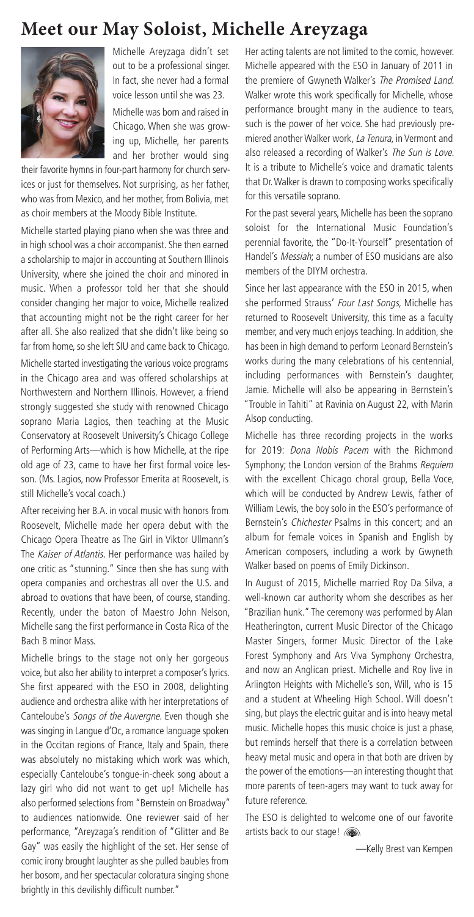# Meet our May Soloist, Michelle Areyzaga

Michelle Areyzaga didn't set out to be a professional singer. In fact, she never had a formal voice lesson until she was 23.

Michelle was born and raised in Chicago. When she was growing up, Michelle, her parents and her brother would sing their favorite hymns in four-part harmony for church services or just for themselves. Not surprising, as her father, who was from Mexico, and her mother, from Bolivia, met as choir members at the Moody Bible Institute.

Michelle started playing piano when she was three and in high school was a choir accompanist. She then earned a scholarship to major in accounting at Southern Illinois University, where she joined the choir and minored in music. When a professor told her that she should consider changing her major to voice, Michelle realized that accounting might not be the right career for her after all. She also realized that she didn't like being so far from home, so she left SIU and came back to Chicago.

Michelle started investigating the various voice programs in the Chicago area and was offered scholarships at Northwestern and Northern Illinois. However, a friend strongly suggested she study with renowned Chicago soprano Maria Lagios, then teaching at the Music Conservatory at Roosevelt University's Chicago College of Performing Arts—which is how Michelle, at the ripe old age of 23, came to have her first formal voice lesson. (Ms. Lagios, now Professor Emerita at Roosevelt, is still Michelle's vocal coach.)

After receiving her B.A. in vocal music with honors from Roosevelt, Michelle made her opera debut with the Chicago Opera Theatre as The Girl in Viktor Ullmann's The *Kaiser of Atlantis*. Her performance was hailed by one critic as "stunning." Since then she has sung with opera companies and orchestras all over the U.S. and abroad to ovations that have been, of course, standing. Recently, under the baton of Maestro John Nelson, Michelle sang the first performance in Costa Rica of the Bach B minor Mass.

Michelle brings to the stage not only her gorgeous voice, but also her ability to interpret a composer's lyrics. She first appeared with the ESO in 2008, delighting audience and orchestra alike with her interpretations of Canteloube's *Songs of the Auvergne*. Even though she was singing in Langue d'Oc, a romance language spoken in the Occitan regions of France, Italy and Spain, there was absolutely no mistaking which work was which, especially Canteloube's tongue-in-cheek song about a lazy girl who did not want to get up! Michelle has also performed selections from "Bernstein on Broadway" to audiences nationwide. One reviewer said of her performance, "Areyzaga's rendition of "Glitter and Be Gay" was easily the highlight of the set. Her sense of comic irony brought laughter as she pulled baubles from her bosom, and her spectacular coloratura singing shone brightly in this devilishly difficult number."

Her acting talents are not limited to the comic, however. Michelle appeared with the ESO in January of 2011 in the premiere of Gwyneth Walker's *The Promised Land*. Walker wrote this work specifically for Michelle, whose performance brought many in the audience to tears, such is the power of her voice. She had previously premiered another Walker work, *La Tenura*, in Vermont and also released a recording of Walker's *The Sun is Love*. It is a tribute to Michelle's voice and dramatic talents that Dr. Walker is drawn to composing works specifically for this versatile soprano.

For the past several years, Michelle has been the soprano soloist for the International Music Foundation's perennial favorite, the "Do-It-Yourself" presentation of Handel's *Messiah*; a number of ESO musicians are also members of the DIYM orchestra.

Since her last appearance with the ESO in 2015, when she performed Strauss' *Four Last Songs*, Michelle has returned to Roosevelt University, this time as a faculty member, and very much enjoys teaching. In addition, she has been in high demand to perform Leonard Bernstein's works during the many celebrations of his centennial, including performances with Bernstein's daughter, Jamie. Michelle will also be appearing in Bernstein's "Trouble in Tahiti" at Ravinia on August 22, with Marin Alsop conducting.

Michelle has three recording projects in the works for 2019: *Dona Nobis Pacem* with the Richmond Symphony; the London version of the Brahms *Requiem* with the excellent Chicago choral group, Bella Voce, which will be conducted by Andrew Lewis, father of William Lewis, the boy solo in the ESO's performance of Bernstein's *Chichester* Psalms in this concert; and an album for female voices in Spanish and English by American composers, including a work by Gwyneth Walker based on poems of Emily Dickinson.

In August of 2015, Michelle married Roy Da Silva, a well-known car authority whom she describes as her "Brazilian hunk." The ceremony was performed by Alan Heatherington, current Music Director of the Chicago Master Singers, former Music Director of the Lake Forest Symphony and Ars Viva Symphony Orchestra, and now an Anglican priest. Michelle and Roy live in Arlington Heights with Michelle's son, Will, who is 15 and a student at Wheeling High School. Will doesn't sing, but plays the electric guitar and is into heavy metal music. Michelle hopes this music choice is just a phase, but reminds herself that there is a correlation between heavy metal music and opera in that both are driven by the power of the emotions—an interesting thought that more parents of teen-agers may want to tuck away for future reference.

The ESO is delighted to welcome one of our favorite artists back to our stage!

—Kelly Brest van Kempen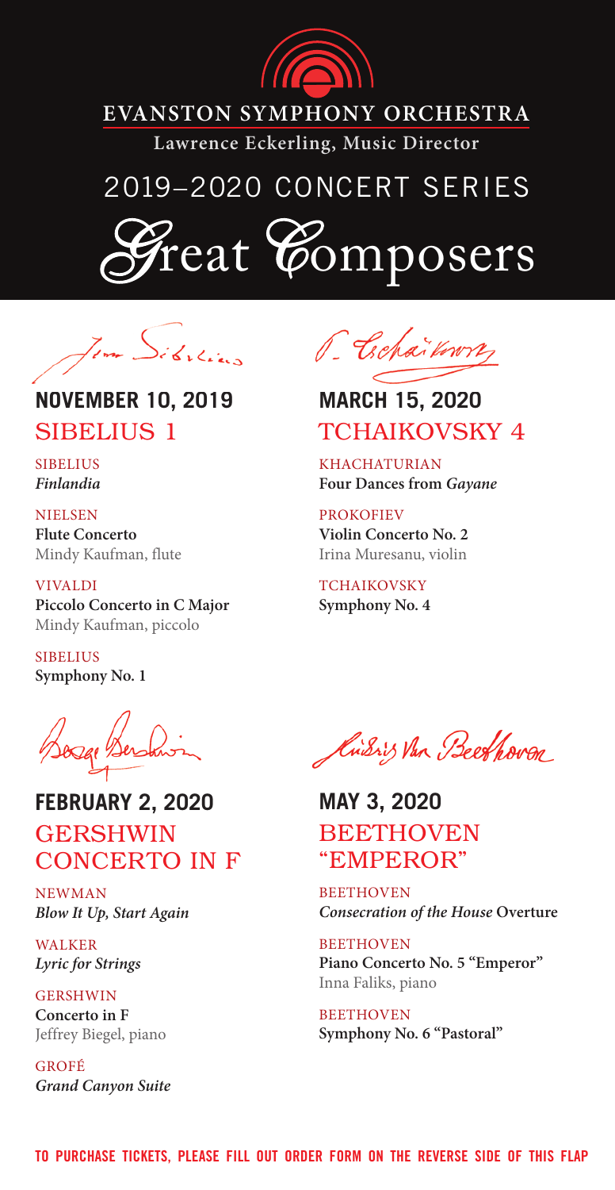# EVANSTON SYMPHONY ORCHESTRA

**Lawrence Eckerling, Music Director**

## 2019–2020 CONCERT SERIES

# Great Composers

## NOVEMBER 10, 2019
### SIBELIUS 1

SIBELIUS
***Finlandia***

NIELSEN
**Flute Concerto**
Mindy Kaufman, flute

VIVALDI
**Piccolo Concerto in C Major**
Mindy Kaufman, piccolo

SIBELIUS
**Symphony No. 1**

## MARCH 15, 2020
### TCHAIKOVSKY 4

KHACHATURIAN
**Four Dances from *Gayane***

PROKOFIEV
**Violin Concerto No. 2**
Irina Muresanu, violin

TCHAIKOVSKY
**Symphony No. 4**

## FEBRUARY 2, 2020
### GERSHWIN CONCERTO IN F

NEWMAN
***Blow It Up, Start Again***

WALKER
***Lyric for Strings***

GERSHWIN
**Concerto in F**
Jeffrey Biegel, piano

GROFÉ
***Grand Canyon Suite***

## MAY 3, 2020
### BEETHOVEN "EMPEROR"

BEETHOVEN
***Consecration of the House* Overture**

BEETHOVEN
**Piano Concerto No. 5 "Emperor"**
Inna Faliks, piano

BEETHOVEN
**Symphony No. 6 "Pastoral"**

**TO PURCHASE TICKETS, PLEASE FILL OUT ORDER FORM ON THE REVERSE SIDE OF THIS FLAP**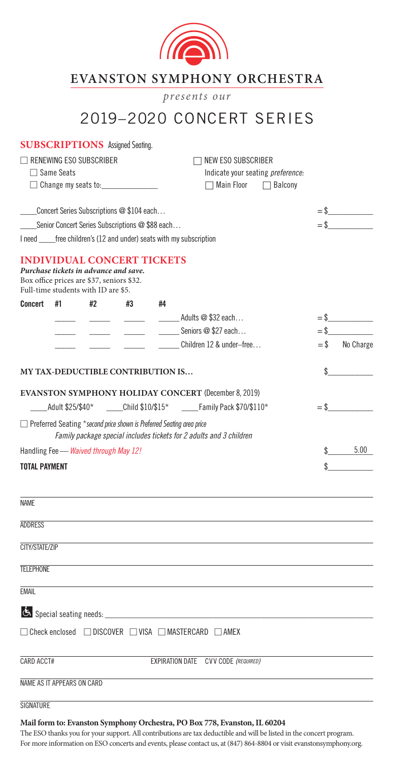# EVANSTON SYMPHONY ORCHESTRA

*presents our*

# 2019–2020 CONCERT SERIES

## SUBSCRIPTIONS Assigned Seating.

☐ RENEWING ESO SUBSCRIBER
☐ Same Seats
☐ Change my seats to:______________

☐ NEW ESO SUBSCRIBER
Indicate your seating *preference:*
☐ Main Floor ☐ Balcony

____Concert Series Subscriptions @ $104 each… = $__________

____Senior Concert Series Subscriptions @ $88 each… = $__________

I need ____free children's (12 and under) seats with my subscription

## INDIVIDUAL CONCERT TICKETS

***Purchase tickets in advance and save.***
Box office prices are $37, seniors $32.
Full-time students with ID are $5.

| Concert | #1 | #2 | #3 | #4 | | |
|---|---|---|---|---|---|---|
| | ____ | ____ | ____ | ____ | Adults @ $32 each… | = $__________ |
| | ____ | ____ | ____ | ____ | Seniors @ $27 each… | = $__________ |
| | ____ | ____ | ____ | ____ | Children 12 & under–free… | = $ No Charge |

**MY TAX-DEDUCTIBLE CONTRIBUTION IS…** $__________

**EVANSTON SYMPHONY HOLIDAY CONCERT** (December 8, 2019)

____Adult $25/$40* ____Child $10/$15* ____Family Pack $70/$110* = $__________

☐ Preferred Seating *\*second price shown is Preferred Seating area price*
*Family package special includes tickets for 2 adults and 3 children*

Handling Fee — *Waived through May 12!* $ 5.00

**TOTAL PAYMENT** $__________

NAME

ADDRESS

CITY/STATE/ZIP

TELEPHONE

EMAIL

♿ Special seating needs: ______________________________

☐ Check enclosed ☐ DISCOVER ☐ VISA ☐ MASTERCARD ☐ AMEX

CARD ACCT# EXPIRATION DATE CVV CODE *(REQUIRED)*

NAME AS IT APPEARS ON CARD

SIGNATURE

**Mail form to: Evanston Symphony Orchestra, PO Box 778, Evanston, IL 60204**

The ESO thanks you for your support. All contributions are tax deductible and will be listed in the concert program.
For more information on ESO concerts and events, please contact us, at (847) 864-8804 or visit evanstonsymphony.org.